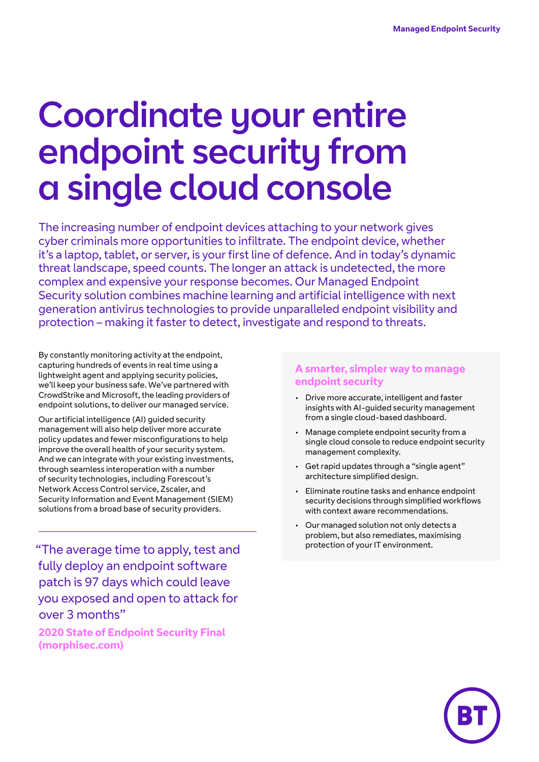# Coordinate your entire endpoint security from a single cloud console

The increasing number of endpoint devices attaching to your network gives cyber criminals more opportunities to infiltrate. The endpoint device, whether it's a laptop, tablet, or server, is your first line of defence. And in today's dynamic threat landscape, speed counts. The longer an attack is undetected, the more complex and expensive your response becomes. Our Managed Endpoint Security solution combines machine learning and artificial intelligence with next generation antivirus technologies to provide unparalleled endpoint visibility and protection – making it faster to detect, investigate and respond to threats.

By constantly monitoring activity at the endpoint, capturing hundreds of events in real time using a lightweight agent and applying security policies, we'll keep your business safe. We've partnered with CrowdStrike and Microsoft, the leading providers of endpoint solutions, to deliver our managed service.

Our artificial intelligence (AI) guided security management will also help deliver more accurate policy updates and fewer misconfigurations to help improve the overall health of your security system. And we can integrate with your existing investments, through seamless interoperation with a number of security technologies, including Forescout's Network Access Control service, Zscaler, and Security Information and Event Management (SIEM) solutions from a broad base of security providers.

> "The average time to apply, test and fully deploy an endpoint software patch is 97 days which could leave you exposed and open to attack for over 3 months"
>
> **2020 State of Endpoint Security Final (morphisec.com)**

### A smarter, simpler way to manage endpoint security

- Drive more accurate, intelligent and faster insights with AI-guided security management from a single cloud-based dashboard.
- Manage complete endpoint security from a single cloud console to reduce endpoint security management complexity.
- Get rapid updates through a "single agent" architecture simplified design.
- Eliminate routine tasks and enhance endpoint security decisions through simplified workflows with context aware recommendations.
- Our managed solution not only detects a problem, but also remediates, maximising protection of your IT environment.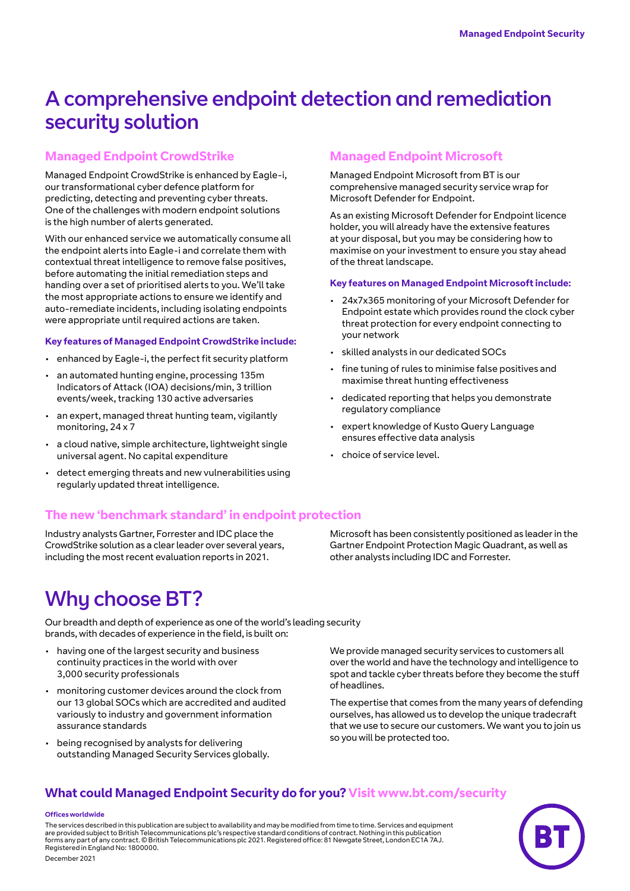# A comprehensive endpoint detection and remediation security solution

## Managed Endpoint CrowdStrike

Managed Endpoint CrowdStrike is enhanced by Eagle-i, our transformational cyber defence platform for predicting, detecting and preventing cyber threats. One of the challenges with modern endpoint solutions is the high number of alerts generated.

With our enhanced service we automatically consume all the endpoint alerts into Eagle-i and correlate them with contextual threat intelligence to remove false positives, before automating the initial remediation steps and handing over a set of prioritised alerts to you. We'll take the most appropriate actions to ensure we identify and auto-remediate incidents, including isolating endpoints were appropriate until required actions are taken.

**Key features of Managed Endpoint CrowdStrike include:**

- enhanced by Eagle-i, the perfect fit security platform
- an automated hunting engine, processing 135m Indicators of Attack (IOA) decisions/min, 3 trillion events/week, tracking 130 active adversaries
- an expert, managed threat hunting team, vigilantly monitoring, 24 x 7
- a cloud native, simple architecture, lightweight single universal agent. No capital expenditure
- detect emerging threats and new vulnerabilities using regularly updated threat intelligence.

## Managed Endpoint Microsoft

Managed Endpoint Microsoft from BT is our comprehensive managed security service wrap for Microsoft Defender for Endpoint.

As an existing Microsoft Defender for Endpoint licence holder, you will already have the extensive features at your disposal, but you may be considering how to maximise on your investment to ensure you stay ahead of the threat landscape.

**Key features on Managed Endpoint Microsoft include:**

- 24x7x365 monitoring of your Microsoft Defender for Endpoint estate which provides round the clock cyber threat protection for every endpoint connecting to your network
- skilled analysts in our dedicated SOCs
- fine tuning of rules to minimise false positives and maximise threat hunting effectiveness
- dedicated reporting that helps you demonstrate regulatory compliance
- expert knowledge of Kusto Query Language ensures effective data analysis
- choice of service level.

## The new 'benchmark standard' in endpoint protection

Industry analysts Gartner, Forrester and IDC place the CrowdStrike solution as a clear leader over several years, including the most recent evaluation reports in 2021.

Microsoft has been consistently positioned as leader in the Gartner Endpoint Protection Magic Quadrant, as well as other analysts including IDC and Forrester.

# Why choose BT?

Our breadth and depth of experience as one of the world's leading security brands, with decades of experience in the field, is built on:

- having one of the largest security and business continuity practices in the world with over 3,000 security professionals
- monitoring customer devices around the clock from our 13 global SOCs which are accredited and audited variously to industry and government information assurance standards
- being recognised by analysts for delivering outstanding Managed Security Services globally.

We provide managed security services to customers all over the world and have the technology and intelligence to spot and tackle cyber threats before they become the stuff of headlines.

The expertise that comes from the many years of defending ourselves, has allowed us to develop the unique tradecraft that we use to secure our customers. We want you to join us so you will be protected too.

## What could Managed Endpoint Security do for you? Visit www.bt.com/security

**Offices worldwide**

The services described in this publication are subject to availability and may be modified from time to time. Services and equipment are provided subject to British Telecommunications plc's respective standard conditions of contract. Nothing in this publication forms any part of any contract. © British Telecommunications plc 2021. Registered office: 81 Newgate Street, London EC1A 7AJ. Registered in England No: 1800000.

December 2021